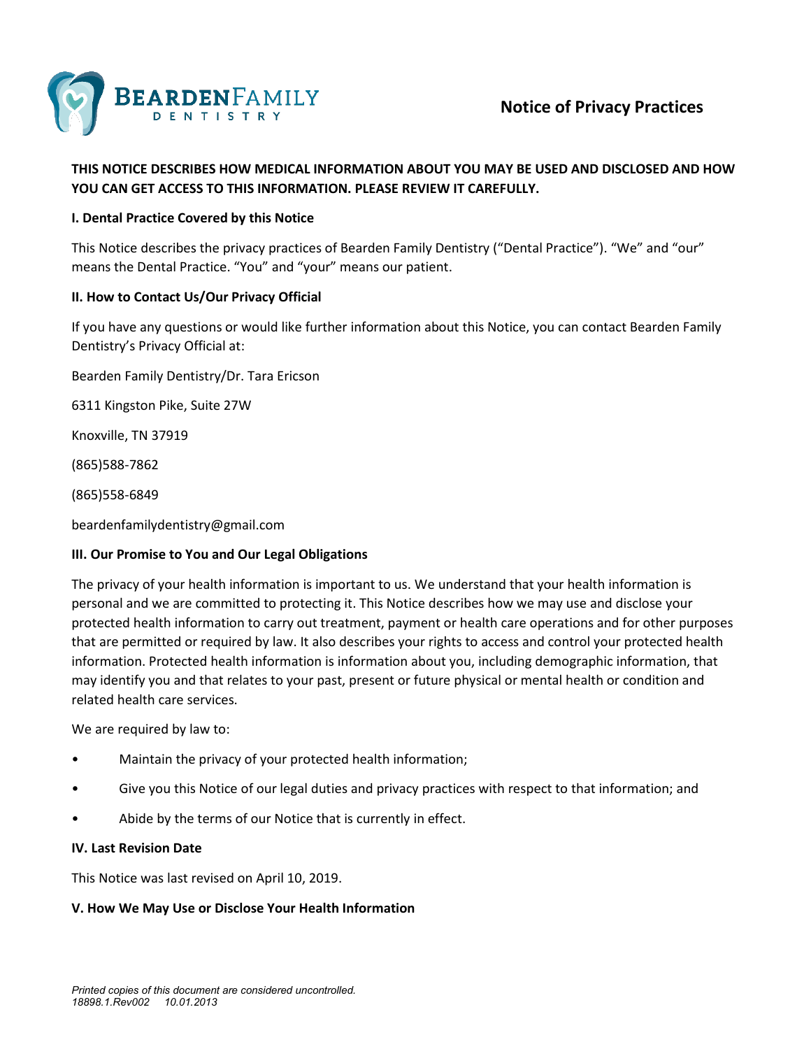**BEARDENFAMILY DENTISTRY**

# Notice of Privacy Practices

**THIS NOTICE DESCRIBES HOW MEDICAL INFORMATION ABOUT YOU MAY BE USED AND DISCLOSED AND HOW YOU CAN GET ACCESS TO THIS INFORMATION. PLEASE REVIEW IT CAREFULLY.**

## I. Dental Practice Covered by this Notice

This Notice describes the privacy practices of Bearden Family Dentistry ("Dental Practice"). "We" and "our" means the Dental Practice. "You" and "your" means our patient.

## II. How to Contact Us/Our Privacy Official

If you have any questions or would like further information about this Notice, you can contact Bearden Family Dentistry's Privacy Official at:

Bearden Family Dentistry/Dr. Tara Ericson

6311 Kingston Pike, Suite 27W

Knoxville, TN 37919

(865)588-7862

(865)558-6849

beardenfamilydentistry@gmail.com

## III. Our Promise to You and Our Legal Obligations

The privacy of your health information is important to us. We understand that your health information is personal and we are committed to protecting it. This Notice describes how we may use and disclose your protected health information to carry out treatment, payment or health care operations and for other purposes that are permitted or required by law. It also describes your rights to access and control your protected health information. Protected health information is information about you, including demographic information, that may identify you and that relates to your past, present or future physical or mental health or condition and related health care services.

We are required by law to:

- Maintain the privacy of your protected health information;
- Give you this Notice of our legal duties and privacy practices with respect to that information; and
- Abide by the terms of our Notice that is currently in effect.

## IV. Last Revision Date

This Notice was last revised on April 10, 2019.

## V. How We May Use or Disclose Your Health Information

*Printed copies of this document are considered uncontrolled.*
*18898.1.Rev002 10.01.2013*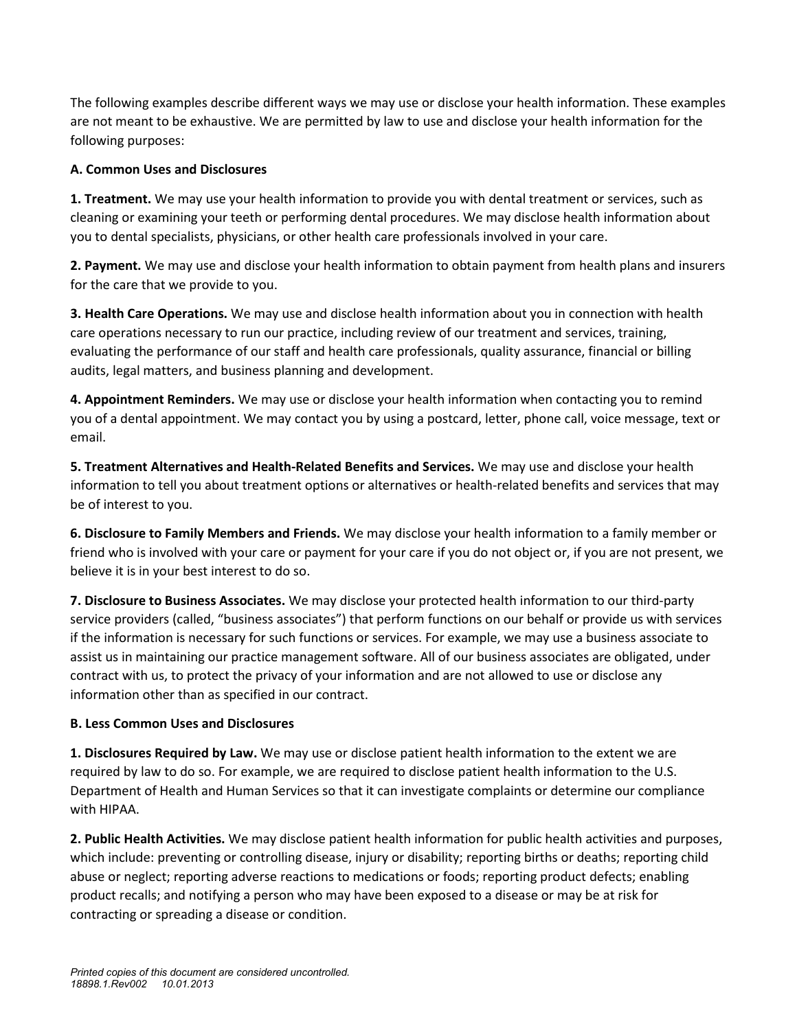The following examples describe different ways we may use or disclose your health information. These examples are not meant to be exhaustive. We are permitted by law to use and disclose your health information for the following purposes:

**A. Common Uses and Disclosures**

**1. Treatment.** We may use your health information to provide you with dental treatment or services, such as cleaning or examining your teeth or performing dental procedures. We may disclose health information about you to dental specialists, physicians, or other health care professionals involved in your care.

**2. Payment.** We may use and disclose your health information to obtain payment from health plans and insurers for the care that we provide to you.

**3. Health Care Operations.** We may use and disclose health information about you in connection with health care operations necessary to run our practice, including review of our treatment and services, training, evaluating the performance of our staff and health care professionals, quality assurance, financial or billing audits, legal matters, and business planning and development.

**4. Appointment Reminders.** We may use or disclose your health information when contacting you to remind you of a dental appointment. We may contact you by using a postcard, letter, phone call, voice message, text or email.

**5. Treatment Alternatives and Health-Related Benefits and Services.** We may use and disclose your health information to tell you about treatment options or alternatives or health-related benefits and services that may be of interest to you.

**6. Disclosure to Family Members and Friends.** We may disclose your health information to a family member or friend who is involved with your care or payment for your care if you do not object or, if you are not present, we believe it is in your best interest to do so.

**7. Disclosure to Business Associates.** We may disclose your protected health information to our third-party service providers (called, "business associates") that perform functions on our behalf or provide us with services if the information is necessary for such functions or services. For example, we may use a business associate to assist us in maintaining our practice management software. All of our business associates are obligated, under contract with us, to protect the privacy of your information and are not allowed to use or disclose any information other than as specified in our contract.

**B. Less Common Uses and Disclosures**

**1. Disclosures Required by Law.** We may use or disclose patient health information to the extent we are required by law to do so. For example, we are required to disclose patient health information to the U.S. Department of Health and Human Services so that it can investigate complaints or determine our compliance with HIPAA.

**2. Public Health Activities.** We may disclose patient health information for public health activities and purposes, which include: preventing or controlling disease, injury or disability; reporting births or deaths; reporting child abuse or neglect; reporting adverse reactions to medications or foods; reporting product defects; enabling product recalls; and notifying a person who may have been exposed to a disease or may be at risk for contracting or spreading a disease or condition.

*Printed copies of this document are considered uncontrolled.*
*18898.1.Rev002 10.01.2013*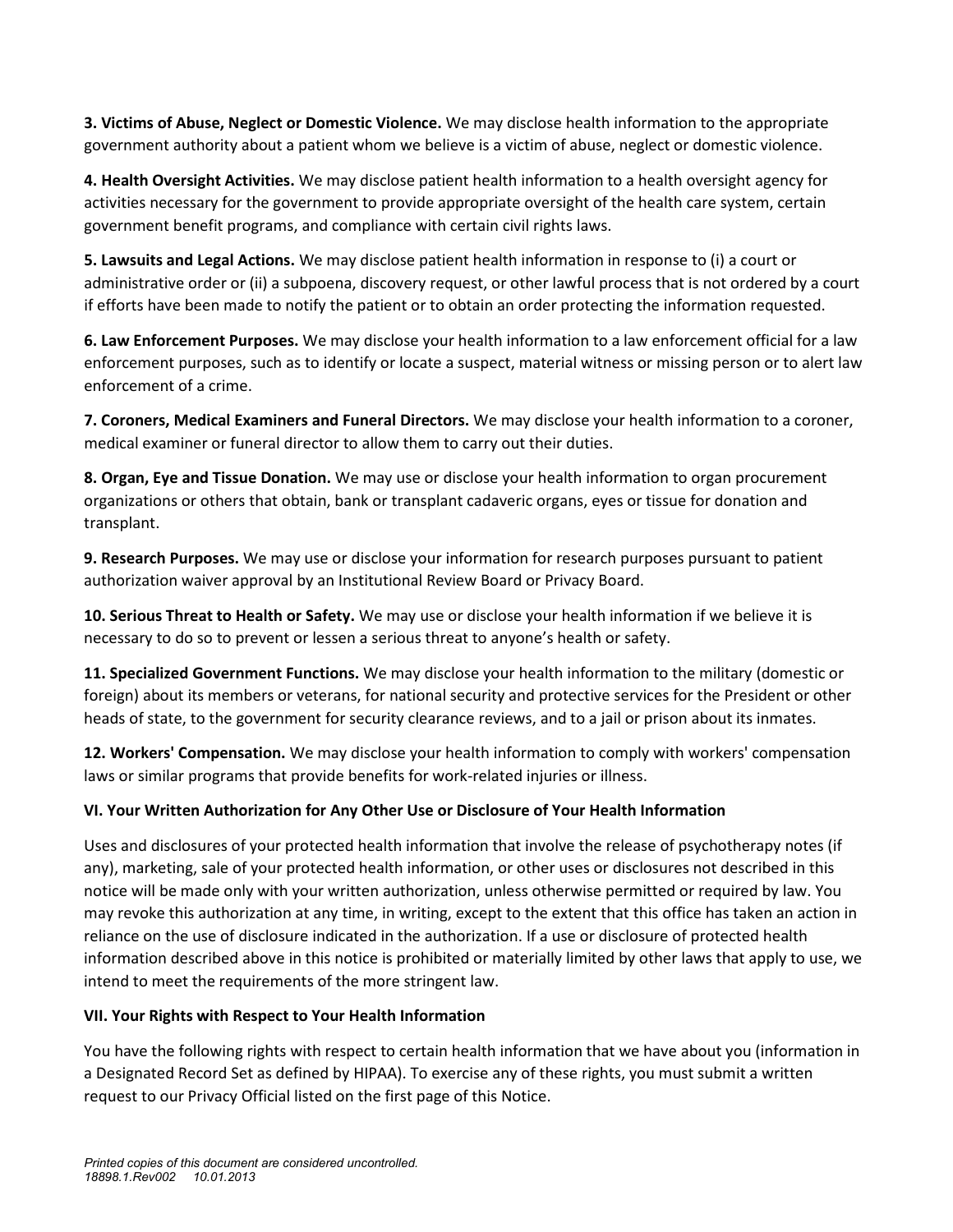**3. Victims of Abuse, Neglect or Domestic Violence.** We may disclose health information to the appropriate government authority about a patient whom we believe is a victim of abuse, neglect or domestic violence.

**4. Health Oversight Activities.** We may disclose patient health information to a health oversight agency for activities necessary for the government to provide appropriate oversight of the health care system, certain government benefit programs, and compliance with certain civil rights laws.

**5. Lawsuits and Legal Actions.** We may disclose patient health information in response to (i) a court or administrative order or (ii) a subpoena, discovery request, or other lawful process that is not ordered by a court if efforts have been made to notify the patient or to obtain an order protecting the information requested.

**6. Law Enforcement Purposes.** We may disclose your health information to a law enforcement official for a law enforcement purposes, such as to identify or locate a suspect, material witness or missing person or to alert law enforcement of a crime.

**7. Coroners, Medical Examiners and Funeral Directors.** We may disclose your health information to a coroner, medical examiner or funeral director to allow them to carry out their duties.

**8. Organ, Eye and Tissue Donation.** We may use or disclose your health information to organ procurement organizations or others that obtain, bank or transplant cadaveric organs, eyes or tissue for donation and transplant.

**9. Research Purposes.** We may use or disclose your information for research purposes pursuant to patient authorization waiver approval by an Institutional Review Board or Privacy Board.

**10. Serious Threat to Health or Safety.** We may use or disclose your health information if we believe it is necessary to do so to prevent or lessen a serious threat to anyone's health or safety.

**11. Specialized Government Functions.** We may disclose your health information to the military (domestic or foreign) about its members or veterans, for national security and protective services for the President or other heads of state, to the government for security clearance reviews, and to a jail or prison about its inmates.

**12. Workers' Compensation.** We may disclose your health information to comply with workers' compensation laws or similar programs that provide benefits for work-related injuries or illness.

### VI. Your Written Authorization for Any Other Use or Disclosure of Your Health Information

Uses and disclosures of your protected health information that involve the release of psychotherapy notes (if any), marketing, sale of your protected health information, or other uses or disclosures not described in this notice will be made only with your written authorization, unless otherwise permitted or required by law. You may revoke this authorization at any time, in writing, except to the extent that this office has taken an action in reliance on the use of disclosure indicated in the authorization. If a use or disclosure of protected health information described above in this notice is prohibited or materially limited by other laws that apply to use, we intend to meet the requirements of the more stringent law.

### VII. Your Rights with Respect to Your Health Information

You have the following rights with respect to certain health information that we have about you (information in a Designated Record Set as defined by HIPAA). To exercise any of these rights, you must submit a written request to our Privacy Official listed on the first page of this Notice.

*Printed copies of this document are considered uncontrolled.*
*18898.1.Rev002 10.01.2013*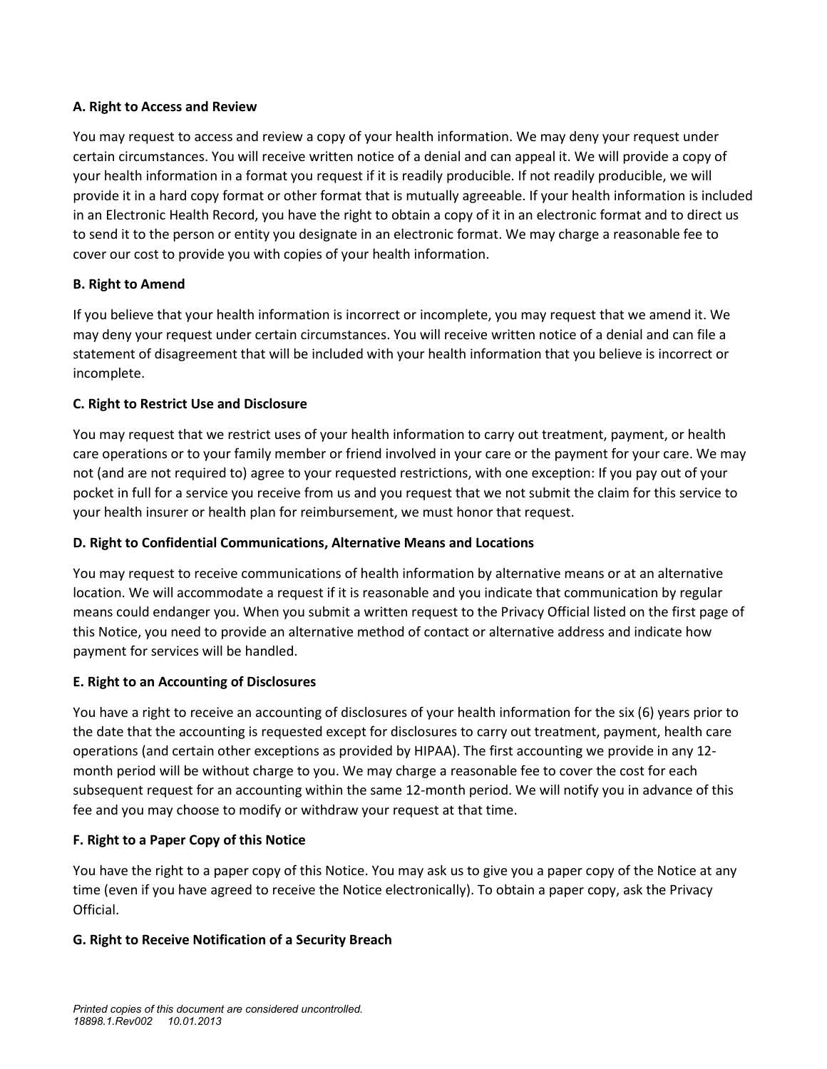**A. Right to Access and Review**

You may request to access and review a copy of your health information. We may deny your request under certain circumstances. You will receive written notice of a denial and can appeal it. We will provide a copy of your health information in a format you request if it is readily producible. If not readily producible, we will provide it in a hard copy format or other format that is mutually agreeable. If your health information is included in an Electronic Health Record, you have the right to obtain a copy of it in an electronic format and to direct us to send it to the person or entity you designate in an electronic format. We may charge a reasonable fee to cover our cost to provide you with copies of your health information.

**B. Right to Amend**

If you believe that your health information is incorrect or incomplete, you may request that we amend it. We may deny your request under certain circumstances. You will receive written notice of a denial and can file a statement of disagreement that will be included with your health information that you believe is incorrect or incomplete.

**C. Right to Restrict Use and Disclosure**

You may request that we restrict uses of your health information to carry out treatment, payment, or health care operations or to your family member or friend involved in your care or the payment for your care. We may not (and are not required to) agree to your requested restrictions, with one exception: If you pay out of your pocket in full for a service you receive from us and you request that we not submit the claim for this service to your health insurer or health plan for reimbursement, we must honor that request.

**D. Right to Confidential Communications, Alternative Means and Locations**

You may request to receive communications of health information by alternative means or at an alternative location. We will accommodate a request if it is reasonable and you indicate that communication by regular means could endanger you. When you submit a written request to the Privacy Official listed on the first page of this Notice, you need to provide an alternative method of contact or alternative address and indicate how payment for services will be handled.

**E. Right to an Accounting of Disclosures**

You have a right to receive an accounting of disclosures of your health information for the six (6) years prior to the date that the accounting is requested except for disclosures to carry out treatment, payment, health care operations (and certain other exceptions as provided by HIPAA). The first accounting we provide in any 12-month period will be without charge to you. We may charge a reasonable fee to cover the cost for each subsequent request for an accounting within the same 12-month period. We will notify you in advance of this fee and you may choose to modify or withdraw your request at that time.

**F. Right to a Paper Copy of this Notice**

You have the right to a paper copy of this Notice. You may ask us to give you a paper copy of the Notice at any time (even if you have agreed to receive the Notice electronically). To obtain a paper copy, ask the Privacy Official.

**G. Right to Receive Notification of a Security Breach**

*Printed copies of this document are considered uncontrolled.*
*18898.1.Rev002 10.01.2013*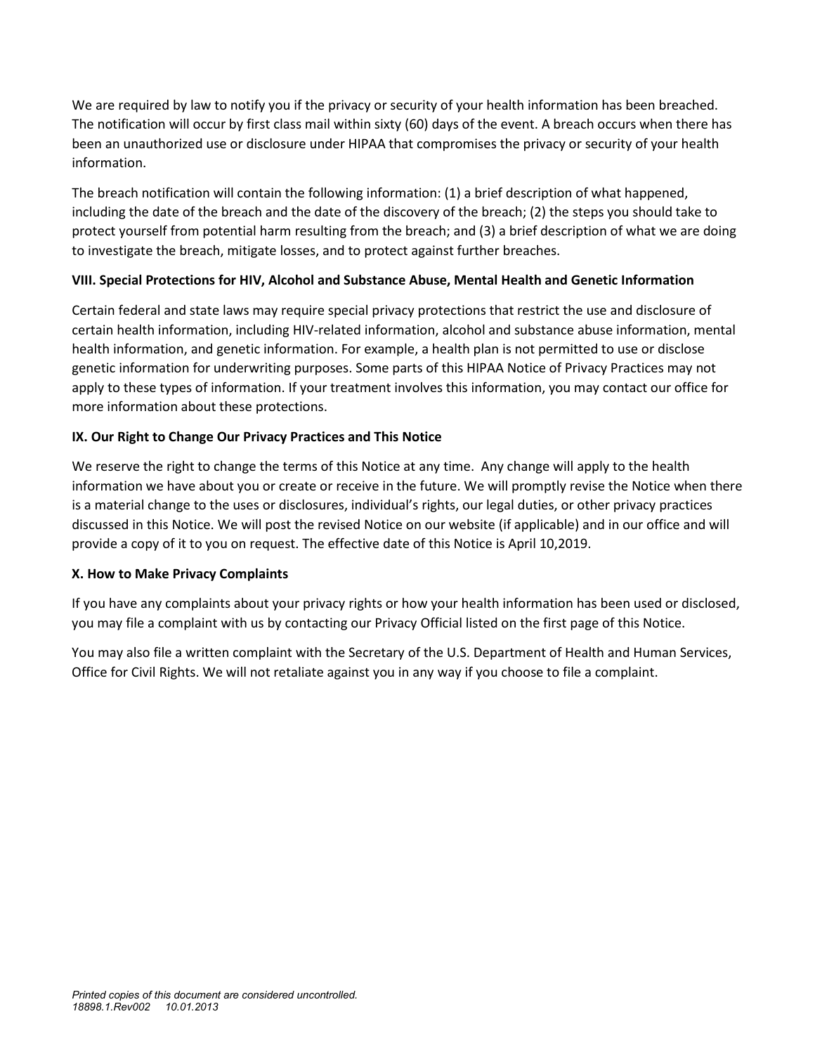We are required by law to notify you if the privacy or security of your health information has been breached. The notification will occur by first class mail within sixty (60) days of the event. A breach occurs when there has been an unauthorized use or disclosure under HIPAA that compromises the privacy or security of your health information.

The breach notification will contain the following information: (1) a brief description of what happened, including the date of the breach and the date of the discovery of the breach; (2) the steps you should take to protect yourself from potential harm resulting from the breach; and (3) a brief description of what we are doing to investigate the breach, mitigate losses, and to protect against further breaches.

**VIII. Special Protections for HIV, Alcohol and Substance Abuse, Mental Health and Genetic Information**

Certain federal and state laws may require special privacy protections that restrict the use and disclosure of certain health information, including HIV-related information, alcohol and substance abuse information, mental health information, and genetic information. For example, a health plan is not permitted to use or disclose genetic information for underwriting purposes. Some parts of this HIPAA Notice of Privacy Practices may not apply to these types of information. If your treatment involves this information, you may contact our office for more information about these protections.

**IX. Our Right to Change Our Privacy Practices and This Notice**

We reserve the right to change the terms of this Notice at any time. Any change will apply to the health information we have about you or create or receive in the future. We will promptly revise the Notice when there is a material change to the uses or disclosures, individual's rights, our legal duties, or other privacy practices discussed in this Notice. We will post the revised Notice on our website (if applicable) and in our office and will provide a copy of it to you on request. The effective date of this Notice is April 10,2019.

**X. How to Make Privacy Complaints**

If you have any complaints about your privacy rights or how your health information has been used or disclosed, you may file a complaint with us by contacting our Privacy Official listed on the first page of this Notice.

You may also file a written complaint with the Secretary of the U.S. Department of Health and Human Services, Office for Civil Rights. We will not retaliate against you in any way if you choose to file a complaint.

*Printed copies of this document are considered uncontrolled.*
*18898.1.Rev002 10.01.2013*